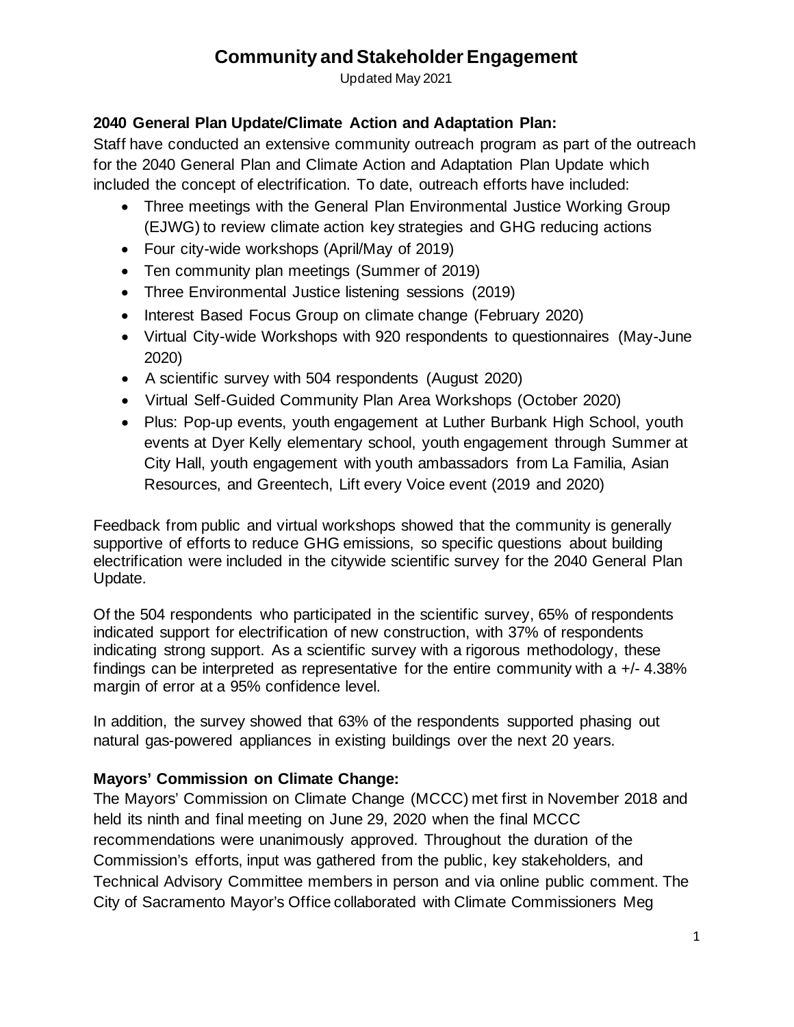# Community and Stakeholder Engagement

Updated May 2021

**2040 General Plan Update/Climate Action and Adaptation Plan:**

Staff have conducted an extensive community outreach program as part of the outreach for the 2040 General Plan and Climate Action and Adaptation Plan Update which included the concept of electrification. To date, outreach efforts have included:

- Three meetings with the General Plan Environmental Justice Working Group (EJWG) to review climate action key strategies and GHG reducing actions
- Four city-wide workshops (April/May of 2019)
- Ten community plan meetings (Summer of 2019)
- Three Environmental Justice listening sessions (2019)
- Interest Based Focus Group on climate change (February 2020)
- Virtual City-wide Workshops with 920 respondents to questionnaires (May-June 2020)
- A scientific survey with 504 respondents (August 2020)
- Virtual Self-Guided Community Plan Area Workshops (October 2020)
- Plus: Pop-up events, youth engagement at Luther Burbank High School, youth events at Dyer Kelly elementary school, youth engagement through Summer at City Hall, youth engagement with youth ambassadors from La Familia, Asian Resources, and Greentech, Lift every Voice event (2019 and 2020)

Feedback from public and virtual workshops showed that the community is generally supportive of efforts to reduce GHG emissions, so specific questions about building electrification were included in the citywide scientific survey for the 2040 General Plan Update.

Of the 504 respondents who participated in the scientific survey, 65% of respondents indicated support for electrification of new construction, with 37% of respondents indicating strong support. As a scientific survey with a rigorous methodology, these findings can be interpreted as representative for the entire community with a +/- 4.38% margin of error at a 95% confidence level.

In addition, the survey showed that 63% of the respondents supported phasing out natural gas-powered appliances in existing buildings over the next 20 years.

**Mayors' Commission on Climate Change:**

The Mayors' Commission on Climate Change (MCCC) met first in November 2018 and held its ninth and final meeting on June 29, 2020 when the final MCCC recommendations were unanimously approved. Throughout the duration of the Commission's efforts, input was gathered from the public, key stakeholders, and Technical Advisory Committee members in person and via online public comment. The City of Sacramento Mayor's Office collaborated with Climate Commissioners Meg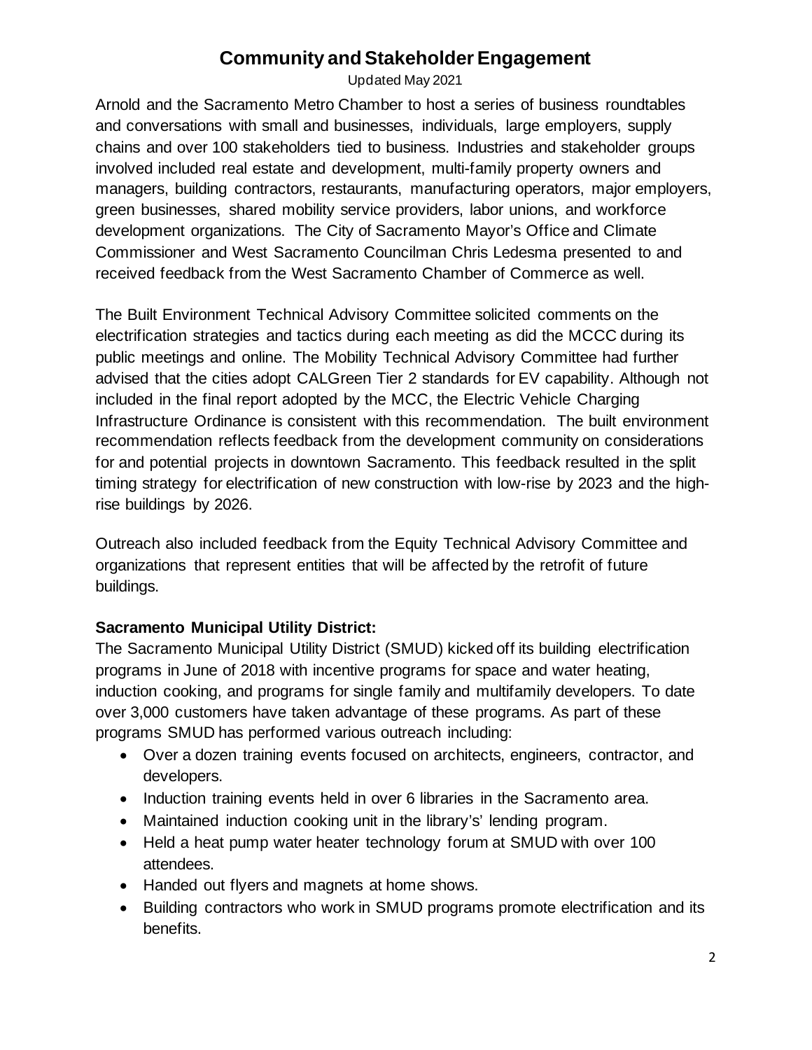# Community and Stakeholder Engagement

Updated May 2021

Arnold and the Sacramento Metro Chamber to host a series of business roundtables and conversations with small and businesses, individuals, large employers, supply chains and over 100 stakeholders tied to business. Industries and stakeholder groups involved included real estate and development, multi-family property owners and managers, building contractors, restaurants, manufacturing operators, major employers, green businesses, shared mobility service providers, labor unions, and workforce development organizations. The City of Sacramento Mayor's Office and Climate Commissioner and West Sacramento Councilman Chris Ledesma presented to and received feedback from the West Sacramento Chamber of Commerce as well.

The Built Environment Technical Advisory Committee solicited comments on the electrification strategies and tactics during each meeting as did the MCCC during its public meetings and online. The Mobility Technical Advisory Committee had further advised that the cities adopt CALGreen Tier 2 standards for EV capability. Although not included in the final report adopted by the MCC, the Electric Vehicle Charging Infrastructure Ordinance is consistent with this recommendation. The built environment recommendation reflects feedback from the development community on considerations for and potential projects in downtown Sacramento. This feedback resulted in the split timing strategy for electrification of new construction with low-rise by 2023 and the high-rise buildings by 2026.

Outreach also included feedback from the Equity Technical Advisory Committee and organizations that represent entities that will be affected by the retrofit of future buildings.

**Sacramento Municipal Utility District:**

The Sacramento Municipal Utility District (SMUD) kicked off its building electrification programs in June of 2018 with incentive programs for space and water heating, induction cooking, and programs for single family and multifamily developers. To date over 3,000 customers have taken advantage of these programs. As part of these programs SMUD has performed various outreach including:

- Over a dozen training events focused on architects, engineers, contractor, and developers.
- Induction training events held in over 6 libraries in the Sacramento area.
- Maintained induction cooking unit in the library's' lending program.
- Held a heat pump water heater technology forum at SMUD with over 100 attendees.
- Handed out flyers and magnets at home shows.
- Building contractors who work in SMUD programs promote electrification and its benefits.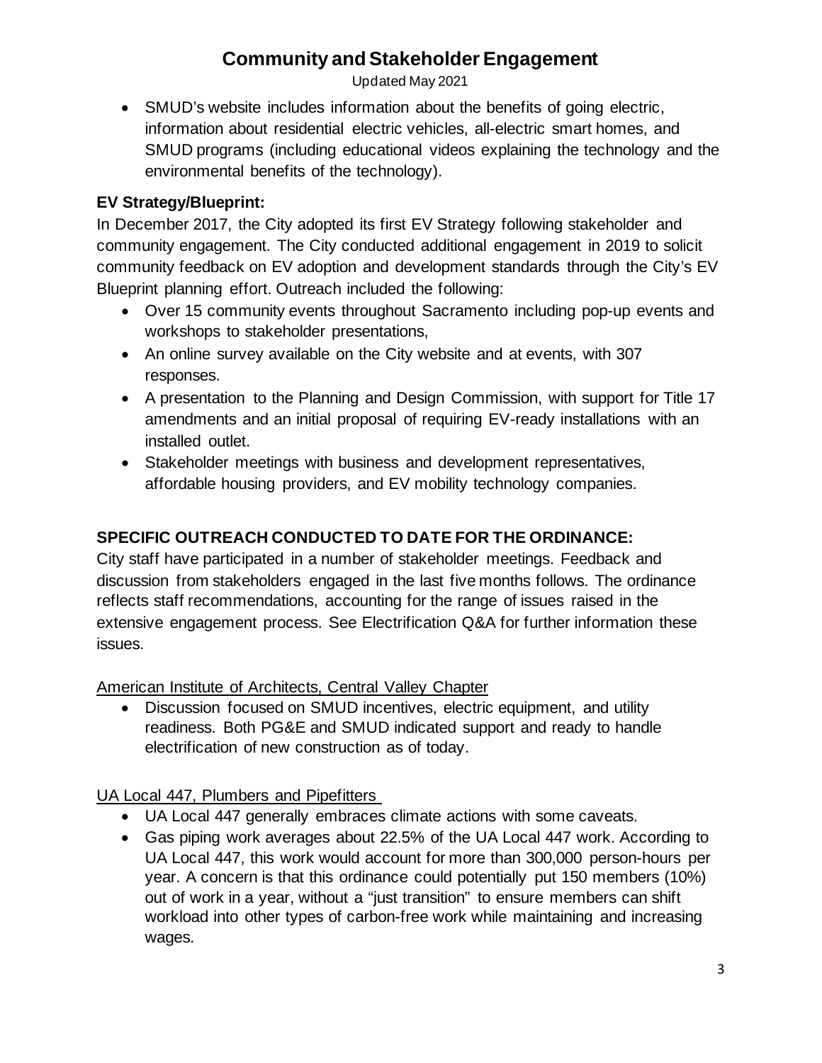# Community and Stakeholder Engagement

Updated May 2021

- SMUD's website includes information about the benefits of going electric, information about residential electric vehicles, all-electric smart homes, and SMUD programs (including educational videos explaining the technology and the environmental benefits of the technology).

**EV Strategy/Blueprint:**

In December 2017, the City adopted its first EV Strategy following stakeholder and community engagement. The City conducted additional engagement in 2019 to solicit community feedback on EV adoption and development standards through the City's EV Blueprint planning effort. Outreach included the following:

- Over 15 community events throughout Sacramento including pop-up events and workshops to stakeholder presentations,
- An online survey available on the City website and at events, with 307 responses.
- A presentation to the Planning and Design Commission, with support for Title 17 amendments and an initial proposal of requiring EV-ready installations with an installed outlet.
- Stakeholder meetings with business and development representatives, affordable housing providers, and EV mobility technology companies.

**SPECIFIC OUTREACH CONDUCTED TO DATE FOR THE ORDINANCE:**

City staff have participated in a number of stakeholder meetings. Feedback and discussion from stakeholders engaged in the last five months follows. The ordinance reflects staff recommendations, accounting for the range of issues raised in the extensive engagement process. See Electrification Q&A for further information these issues.

<u>American Institute of Architects, Central Valley Chapter</u>

- Discussion focused on SMUD incentives, electric equipment, and utility readiness. Both PG&E and SMUD indicated support and ready to handle electrification of new construction as of today.

<u>UA Local 447, Plumbers and Pipefitters</u>

- UA Local 447 generally embraces climate actions with some caveats.
- Gas piping work averages about 22.5% of the UA Local 447 work. According to UA Local 447, this work would account for more than 300,000 person-hours per year. A concern is that this ordinance could potentially put 150 members (10%) out of work in a year, without a "just transition" to ensure members can shift workload into other types of carbon-free work while maintaining and increasing wages.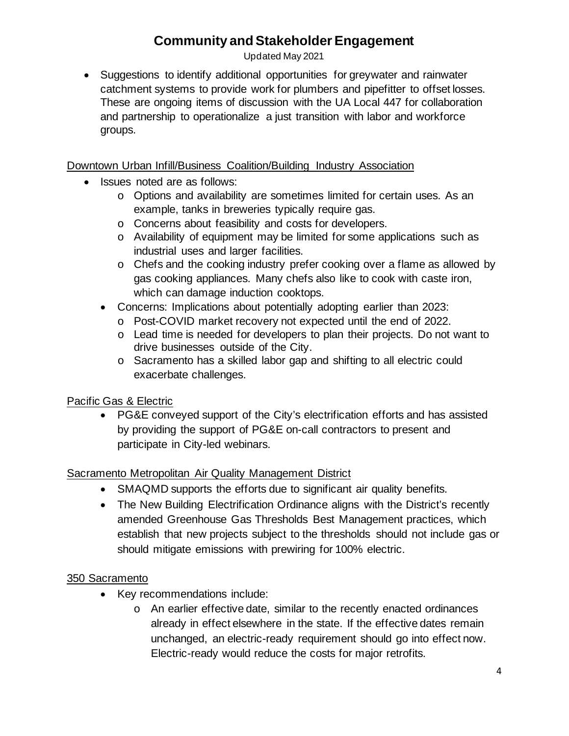# Community and Stakeholder Engagement

Updated May 2021

- Suggestions to identify additional opportunities for greywater and rainwater catchment systems to provide work for plumbers and pipefitter to offset losses. These are ongoing items of discussion with the UA Local 447 for collaboration and partnership to operationalize a just transition with labor and workforce groups.

Downtown Urban Infill/Business Coalition/Building Industry Association

- Issues noted are as follows:
  - Options and availability are sometimes limited for certain uses. As an example, tanks in breweries typically require gas.
  - Concerns about feasibility and costs for developers.
  - Availability of equipment may be limited for some applications such as industrial uses and larger facilities.
  - Chefs and the cooking industry prefer cooking over a flame as allowed by gas cooking appliances. Many chefs also like to cook with caste iron, which can damage induction cooktops.
- Concerns: Implications about potentially adopting earlier than 2023:
  - Post-COVID market recovery not expected until the end of 2022.
  - Lead time is needed for developers to plan their projects. Do not want to drive businesses outside of the City.
  - Sacramento has a skilled labor gap and shifting to all electric could exacerbate challenges.

Pacific Gas & Electric

- PG&E conveyed support of the City's electrification efforts and has assisted by providing the support of PG&E on-call contractors to present and participate in City-led webinars.

Sacramento Metropolitan Air Quality Management District

- SMAQMD supports the efforts due to significant air quality benefits.
- The New Building Electrification Ordinance aligns with the District's recently amended Greenhouse Gas Thresholds Best Management practices, which establish that new projects subject to the thresholds should not include gas or should mitigate emissions with prewiring for 100% electric.

350 Sacramento

- Key recommendations include:
  - An earlier effective date, similar to the recently enacted ordinances already in effect elsewhere in the state. If the effective dates remain unchanged, an electric-ready requirement should go into effect now. Electric-ready would reduce the costs for major retrofits.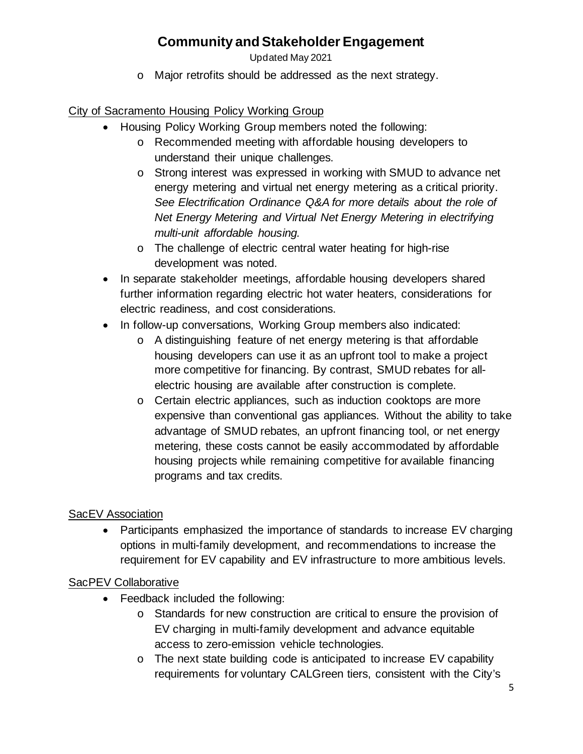- Major retrofits should be addressed as the next strategy.

City of Sacramento Housing Policy Working Group

- Housing Policy Working Group members noted the following:
  - Recommended meeting with affordable housing developers to understand their unique challenges.
  - Strong interest was expressed in working with SMUD to advance net energy metering and virtual net energy metering as a critical priority. *See Electrification Ordinance Q&A for more details about the role of Net Energy Metering and Virtual Net Energy Metering in electrifying multi-unit affordable housing.*
  - The challenge of electric central water heating for high-rise development was noted.
- In separate stakeholder meetings, affordable housing developers shared further information regarding electric hot water heaters, considerations for electric readiness, and cost considerations.
- In follow-up conversations, Working Group members also indicated:
  - A distinguishing feature of net energy metering is that affordable housing developers can use it as an upfront tool to make a project more competitive for financing. By contrast, SMUD rebates for all-electric housing are available after construction is complete.
  - Certain electric appliances, such as induction cooktops are more expensive than conventional gas appliances. Without the ability to take advantage of SMUD rebates, an upfront financing tool, or net energy metering, these costs cannot be easily accommodated by affordable housing projects while remaining competitive for available financing programs and tax credits.

SacEV Association

- Participants emphasized the importance of standards to increase EV charging options in multi-family development, and recommendations to increase the requirement for EV capability and EV infrastructure to more ambitious levels.

SacPEV Collaborative

- Feedback included the following:
  - Standards for new construction are critical to ensure the provision of EV charging in multi-family development and advance equitable access to zero-emission vehicle technologies.
  - The next state building code is anticipated to increase EV capability requirements for voluntary CALGreen tiers, consistent with the City's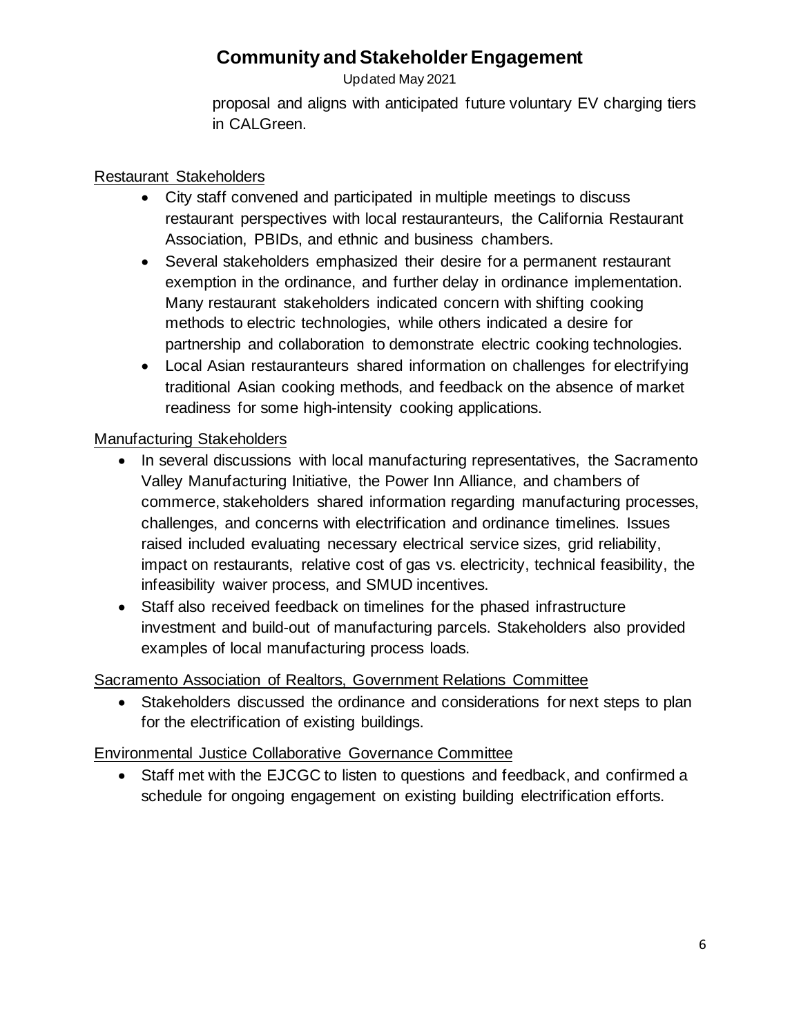proposal and aligns with anticipated future voluntary EV charging tiers in CALGreen.

Restaurant Stakeholders

- City staff convened and participated in multiple meetings to discuss restaurant perspectives with local restauranteurs, the California Restaurant Association, PBIDs, and ethnic and business chambers.
- Several stakeholders emphasized their desire for a permanent restaurant exemption in the ordinance, and further delay in ordinance implementation. Many restaurant stakeholders indicated concern with shifting cooking methods to electric technologies, while others indicated a desire for partnership and collaboration to demonstrate electric cooking technologies.
- Local Asian restauranteurs shared information on challenges for electrifying traditional Asian cooking methods, and feedback on the absence of market readiness for some high-intensity cooking applications.

Manufacturing Stakeholders

- In several discussions with local manufacturing representatives, the Sacramento Valley Manufacturing Initiative, the Power Inn Alliance, and chambers of commerce, stakeholders shared information regarding manufacturing processes, challenges, and concerns with electrification and ordinance timelines. Issues raised included evaluating necessary electrical service sizes, grid reliability, impact on restaurants, relative cost of gas vs. electricity, technical feasibility, the infeasibility waiver process, and SMUD incentives.
- Staff also received feedback on timelines for the phased infrastructure investment and build-out of manufacturing parcels. Stakeholders also provided examples of local manufacturing process loads.

Sacramento Association of Realtors, Government Relations Committee

- Stakeholders discussed the ordinance and considerations for next steps to plan for the electrification of existing buildings.

Environmental Justice Collaborative Governance Committee

- Staff met with the EJCGC to listen to questions and feedback, and confirmed a schedule for ongoing engagement on existing building electrification efforts.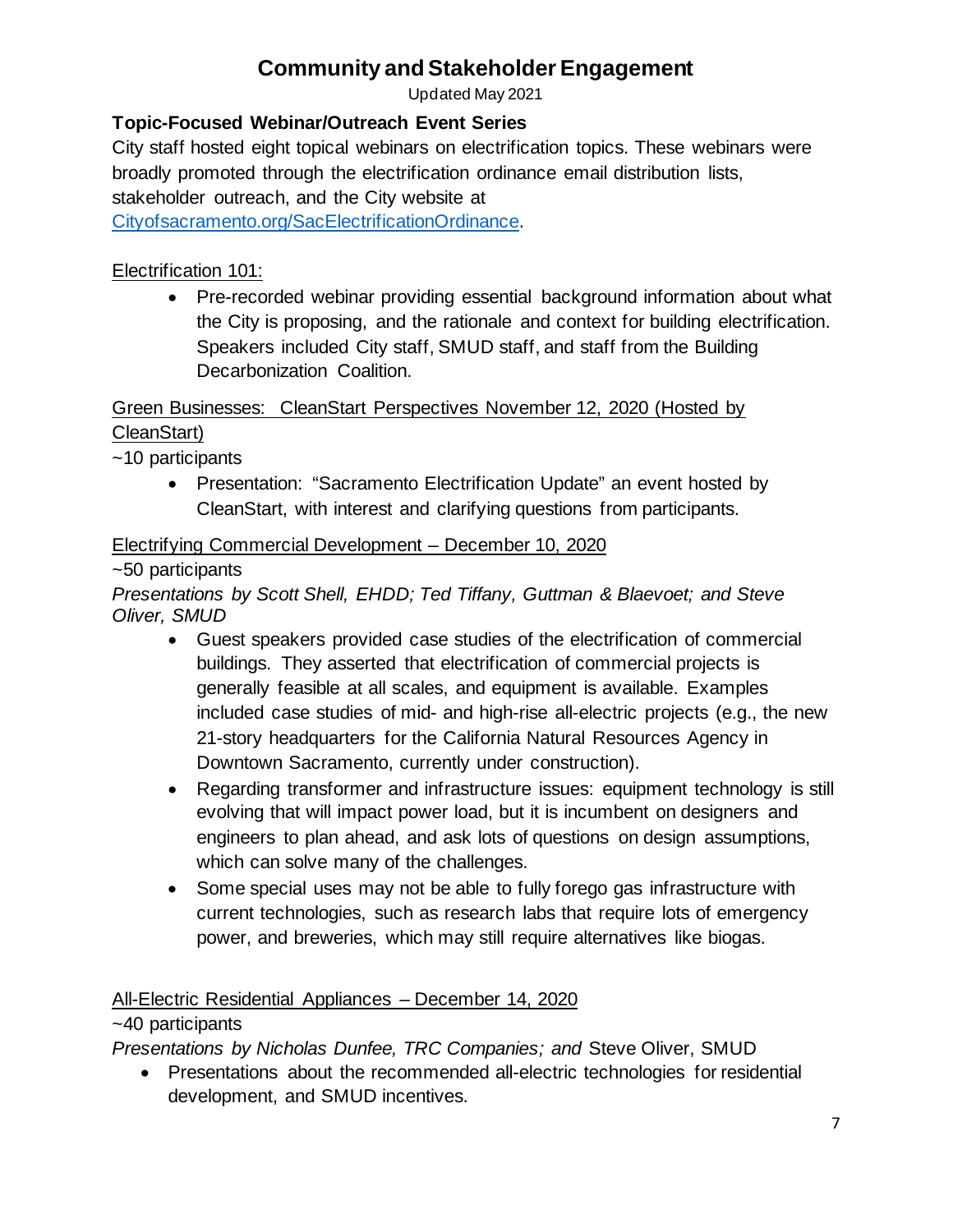# Community and Stakeholder Engagement

Updated May 2021

**Topic-Focused Webinar/Outreach Event Series**

City staff hosted eight topical webinars on electrification topics. These webinars were broadly promoted through the electrification ordinance email distribution lists, stakeholder outreach, and the City website at [Cityofsacramento.org/SacElectrificationOrdinance](Cityofsacramento.org/SacElectrificationOrdinance).

Electrification 101:

- Pre-recorded webinar providing essential background information about what the City is proposing, and the rationale and context for building electrification. Speakers included City staff, SMUD staff, and staff from the Building Decarbonization Coalition.

Green Businesses: CleanStart Perspectives November 12, 2020 (Hosted by CleanStart)

~10 participants

- Presentation: "Sacramento Electrification Update" an event hosted by CleanStart, with interest and clarifying questions from participants.

Electrifying Commercial Development – December 10, 2020

~50 participants

*Presentations by Scott Shell, EHDD; Ted Tiffany, Guttman & Blaevoet; and Steve Oliver, SMUD*

- Guest speakers provided case studies of the electrification of commercial buildings. They asserted that electrification of commercial projects is generally feasible at all scales, and equipment is available. Examples included case studies of mid- and high-rise all-electric projects (e.g., the new 21-story headquarters for the California Natural Resources Agency in Downtown Sacramento, currently under construction).
- Regarding transformer and infrastructure issues: equipment technology is still evolving that will impact power load, but it is incumbent on designers and engineers to plan ahead, and ask lots of questions on design assumptions, which can solve many of the challenges.
- Some special uses may not be able to fully forego gas infrastructure with current technologies, such as research labs that require lots of emergency power, and breweries, which may still require alternatives like biogas.

All-Electric Residential Appliances – December 14, 2020

~40 participants

*Presentations by Nicholas Dunfee, TRC Companies; and* Steve Oliver, SMUD

- Presentations about the recommended all-electric technologies for residential development, and SMUD incentives.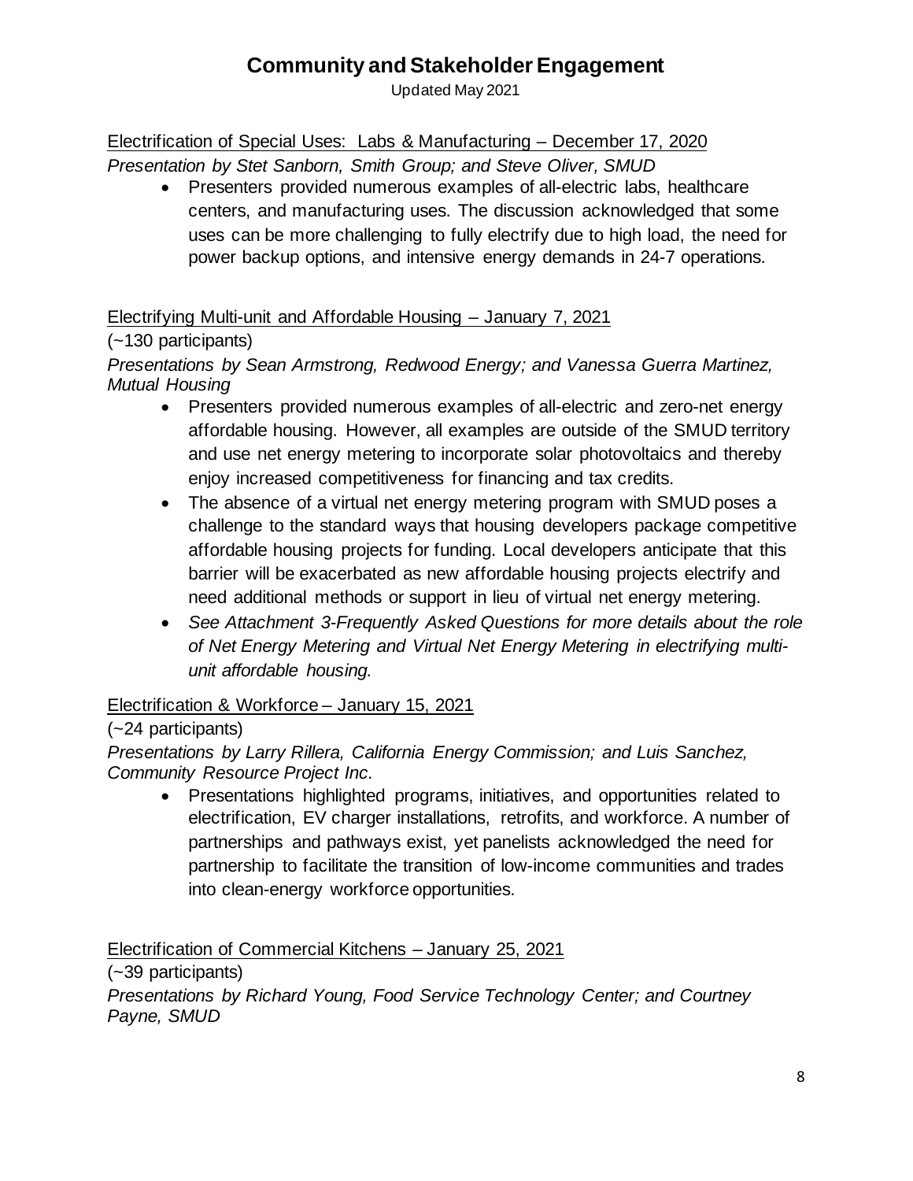# Community and Stakeholder Engagement

Updated May 2021

Electrification of Special Uses: Labs & Manufacturing – December 17, 2020

*Presentation by Stet Sanborn, Smith Group; and Steve Oliver, SMUD*

- Presenters provided numerous examples of all-electric labs, healthcare centers, and manufacturing uses. The discussion acknowledged that some uses can be more challenging to fully electrify due to high load, the need for power backup options, and intensive energy demands in 24-7 operations.

Electrifying Multi-unit and Affordable Housing – January 7, 2021

(~130 participants)

*Presentations by Sean Armstrong, Redwood Energy; and Vanessa Guerra Martinez, Mutual Housing*

- Presenters provided numerous examples of all-electric and zero-net energy affordable housing. However, all examples are outside of the SMUD territory and use net energy metering to incorporate solar photovoltaics and thereby enjoy increased competitiveness for financing and tax credits.
- The absence of a virtual net energy metering program with SMUD poses a challenge to the standard ways that housing developers package competitive affordable housing projects for funding. Local developers anticipate that this barrier will be exacerbated as new affordable housing projects electrify and need additional methods or support in lieu of virtual net energy metering.
- *See Attachment 3-Frequently Asked Questions for more details about the role of Net Energy Metering and Virtual Net Energy Metering in electrifying multi-unit affordable housing.*

Electrification & Workforce – January 15, 2021

(~24 participants)

*Presentations by Larry Rillera, California Energy Commission; and Luis Sanchez, Community Resource Project Inc.*

- Presentations highlighted programs, initiatives, and opportunities related to electrification, EV charger installations, retrofits, and workforce. A number of partnerships and pathways exist, yet panelists acknowledged the need for partnership to facilitate the transition of low-income communities and trades into clean-energy workforce opportunities.

Electrification of Commercial Kitchens – January 25, 2021

(~39 participants)

*Presentations by Richard Young, Food Service Technology Center; and Courtney Payne, SMUD*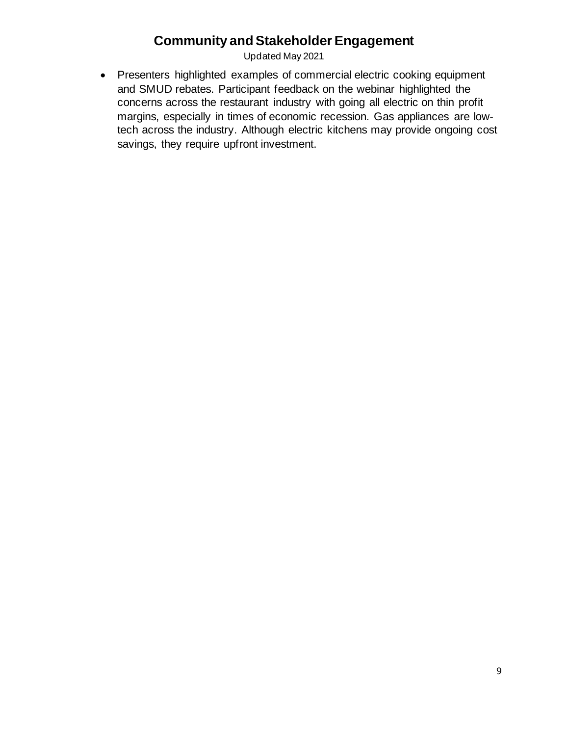- Presenters highlighted examples of commercial electric cooking equipment and SMUD rebates. Participant feedback on the webinar highlighted the concerns across the restaurant industry with going all electric on thin profit margins, especially in times of economic recession. Gas appliances are low-tech across the industry. Although electric kitchens may provide ongoing cost savings, they require upfront investment.